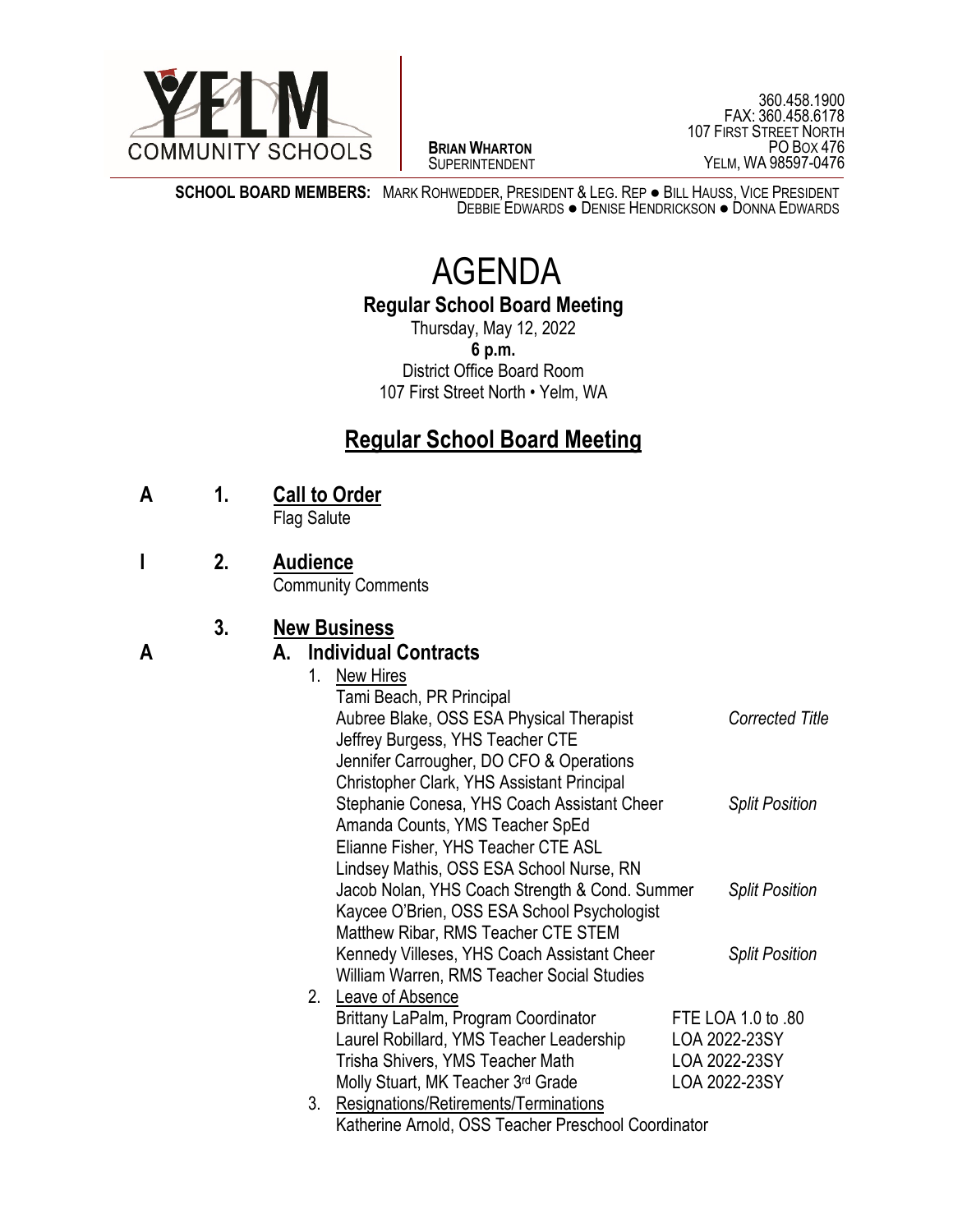YELM COMMUNITY SCHOOLS

**BRIAN WHARTON**
SUPERINTENDENT

360.458.1900
FAX: 360.458.6178
107 FIRST STREET NORTH
PO BOX 476
YELM, WA 98597-0476

**SCHOOL BOARD MEMBERS:** MARK ROHWEDDER, PRESIDENT & LEG. REP ● BILL HAUSS, VICE PRESIDENT
DEBBIE EDWARDS ● DENISE HENDRICKSON ● DONNA EDWARDS

# AGENDA

**Regular School Board Meeting**

Thursday, May 12, 2022
**6 p.m.**
District Office Board Room
107 First Street North • Yelm, WA

## Regular School Board Meeting

**A** **1. Call to Order**
Flag Salute

**I** **2. Audience**
Community Comments

**3. New Business**

**A** **A. Individual Contracts**

1. New Hires

| | |
|---|---|
| Tami Beach, PR Principal | |
| Aubree Blake, OSS ESA Physical Therapist | *Corrected Title* |
| Jeffrey Burgess, YHS Teacher CTE | |
| Jennifer Carrougher, DO CFO & Operations | |
| Christopher Clark, YHS Assistant Principal | |
| Stephanie Conesa, YHS Coach Assistant Cheer | *Split Position* |
| Amanda Counts, YMS Teacher SpEd | |
| Elianne Fisher, YHS Teacher CTE ASL | |
| Lindsey Mathis, OSS ESA School Nurse, RN | |
| Jacob Nolan, YHS Coach Strength & Cond. Summer | *Split Position* |
| Kaycee O'Brien, OSS ESA School Psychologist | |
| Matthew Ribar, RMS Teacher CTE STEM | |
| Kennedy Villeses, YHS Coach Assistant Cheer | *Split Position* |
| William Warren, RMS Teacher Social Studies | |

2. Leave of Absence

| | |
|---|---|
| Brittany LaPalm, Program Coordinator | FTE LOA 1.0 to .80 |
| Laurel Robillard, YMS Teacher Leadership | LOA 2022-23SY |
| Trisha Shivers, YMS Teacher Math | LOA 2022-23SY |
| Molly Stuart, MK Teacher 3rd Grade | LOA 2022-23SY |

3. Resignations/Retirements/Terminations

Katherine Arnold, OSS Teacher Preschool Coordinator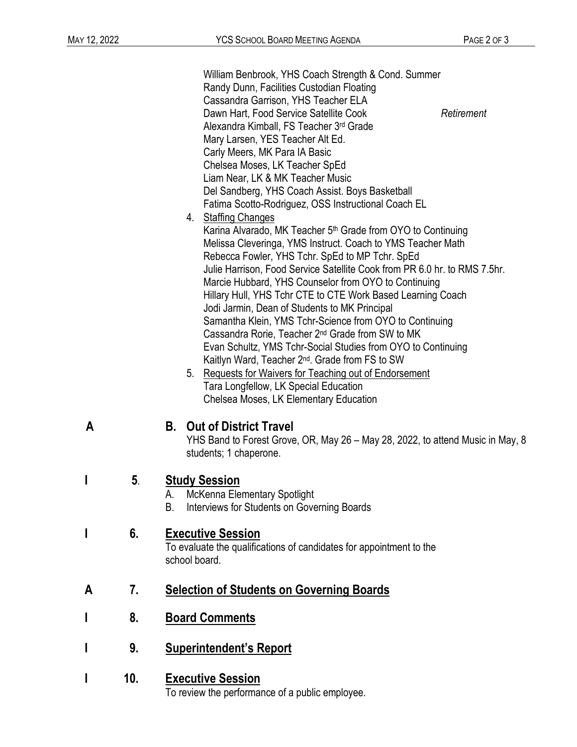William Benbrook, YHS Coach Strength & Cond. Summer
Randy Dunn, Facilities Custodian Floating
Cassandra Garrison, YHS Teacher ELA
Dawn Hart, Food Service Satellite Cook *Retirement*
Alexandra Kimball, FS Teacher 3rd Grade
Mary Larsen, YES Teacher Alt Ed.
Carly Meers, MK Para IA Basic
Chelsea Moses, LK Teacher SpEd
Liam Near, LK & MK Teacher Music
Del Sandberg, YHS Coach Assist. Boys Basketball
Fatima Scotto-Rodriguez, OSS Instructional Coach EL

4. Staffing Changes
   Karina Alvarado, MK Teacher 5th Grade from OYO to Continuing
   Melissa Cleveringa, YMS Instruct. Coach to YMS Teacher Math
   Rebecca Fowler, YHS Tchr. SpEd to MP Tchr. SpEd
   Julie Harrison, Food Service Satellite Cook from PR 6.0 hr. to RMS 7.5hr.
   Marcie Hubbard, YHS Counselor from OYO to Continuing
   Hillary Hull, YHS Tchr CTE to CTE Work Based Learning Coach
   Jodi Jarmin, Dean of Students to MK Principal
   Samantha Klein, YMS Tchr-Science from OYO to Continuing
   Cassandra Rorie, Teacher 2nd Grade from SW to MK
   Evan Schultz, YMS Tchr-Social Studies from OYO to Continuing
   Kaitlyn Ward, Teacher 2nd. Grade from FS to SW
5. Requests for Waivers for Teaching out of Endorsement
   Tara Longfellow, LK Special Education
   Chelsea Moses, LK Elementary Education

**A** **B. Out of District Travel**
YHS Band to Forest Grove, OR, May 26 – May 28, 2022, to attend Music in May, 8 students; 1 chaperone.

**I** **5. Study Session**
A. McKenna Elementary Spotlight
B. Interviews for Students on Governing Boards

**I** **6. Executive Session**
To evaluate the qualifications of candidates for appointment to the school board.

**A** **7. Selection of Students on Governing Boards**

**I** **8. Board Comments**

**I** **9. Superintendent's Report**

**I** **10. Executive Session**
To review the performance of a public employee.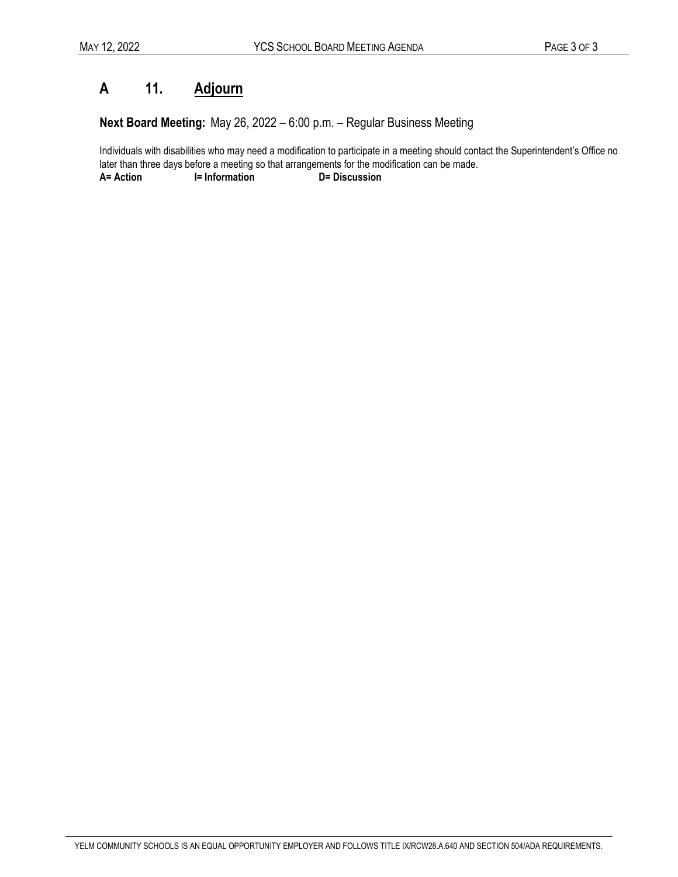## A 11. Adjourn

**Next Board Meeting:** May 26, 2022 – 6:00 p.m. – Regular Business Meeting

Individuals with disabilities who may need a modification to participate in a meeting should contact the Superintendent's Office no later than three days before a meeting so that arrangements for the modification can be made.

**A= Action** **I= Information** **D= Discussion**

YELM COMMUNITY SCHOOLS IS AN EQUAL OPPORTUNITY EMPLOYER AND FOLLOWS TITLE IX/RCW28.A.640 AND SECTION 504/ADA REQUIREMENTS.